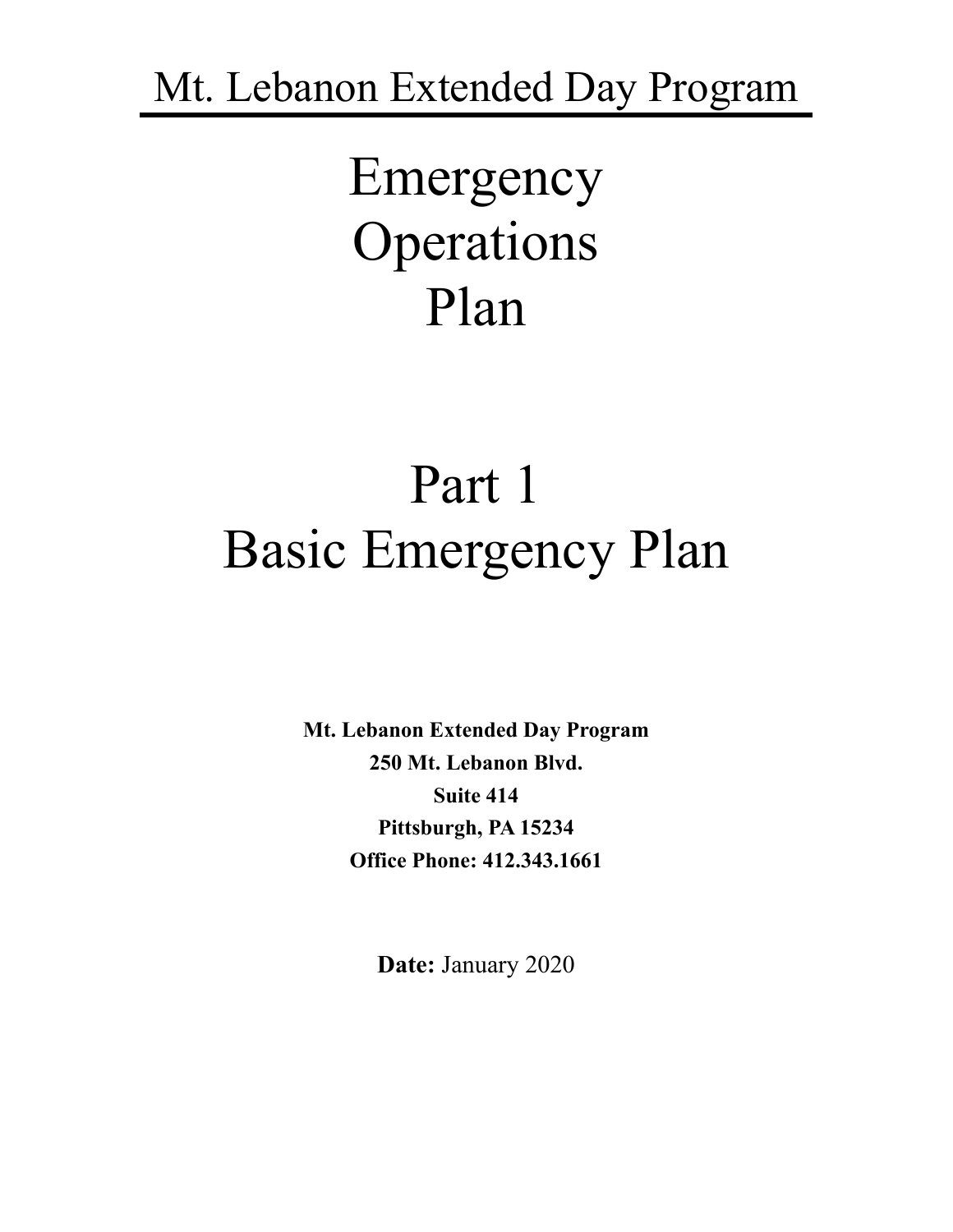Mt. Lebanon Extended Day Program

# Emergency Operations Plan

# Part 1
# Basic Emergency Plan

**Mt. Lebanon Extended Day Program**
**250 Mt. Lebanon Blvd.**
**Suite 414**
**Pittsburgh, PA 15234**
**Office Phone: 412.343.1661**

**Date:** January 2020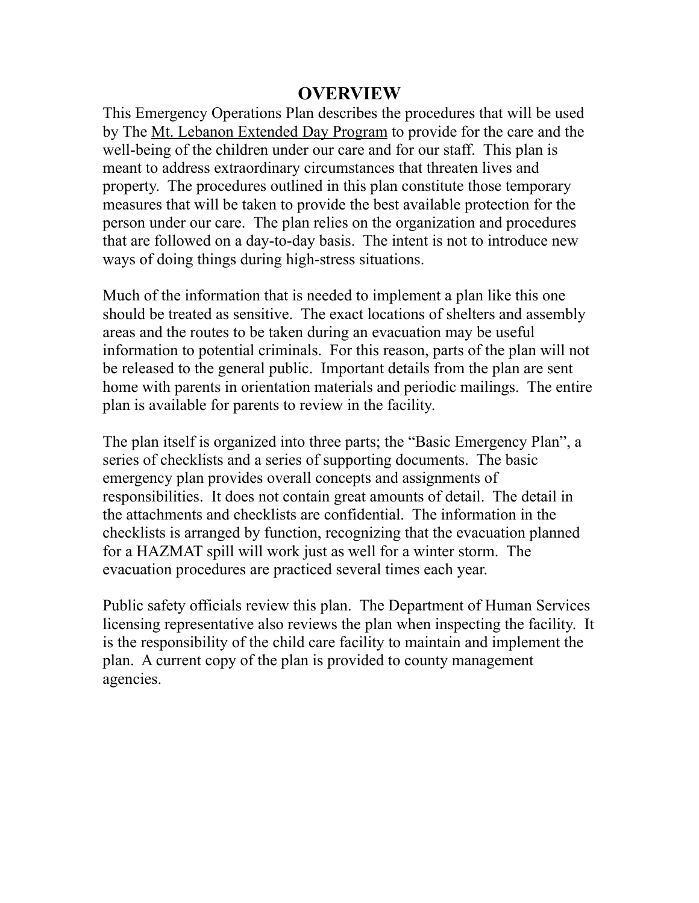# OVERVIEW

This Emergency Operations Plan describes the procedures that will be used by The Mt. Lebanon Extended Day Program to provide for the care and the well-being of the children under our care and for our staff. This plan is meant to address extraordinary circumstances that threaten lives and property. The procedures outlined in this plan constitute those temporary measures that will be taken to provide the best available protection for the person under our care. The plan relies on the organization and procedures that are followed on a day-to-day basis. The intent is not to introduce new ways of doing things during high-stress situations.

Much of the information that is needed to implement a plan like this one should be treated as sensitive. The exact locations of shelters and assembly areas and the routes to be taken during an evacuation may be useful information to potential criminals. For this reason, parts of the plan will not be released to the general public. Important details from the plan are sent home with parents in orientation materials and periodic mailings. The entire plan is available for parents to review in the facility.

The plan itself is organized into three parts; the "Basic Emergency Plan", a series of checklists and a series of supporting documents. The basic emergency plan provides overall concepts and assignments of responsibilities. It does not contain great amounts of detail. The detail in the attachments and checklists are confidential. The information in the checklists is arranged by function, recognizing that the evacuation planned for a HAZMAT spill will work just as well for a winter storm. The evacuation procedures are practiced several times each year.

Public safety officials review this plan. The Department of Human Services licensing representative also reviews the plan when inspecting the facility. It is the responsibility of the child care facility to maintain and implement the plan. A current copy of the plan is provided to county management agencies.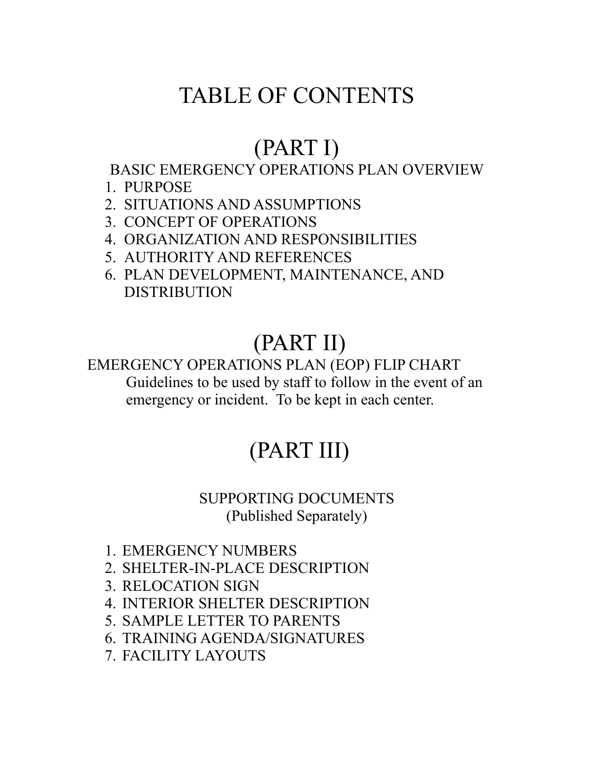# TABLE OF CONTENTS

## (PART I)

BASIC EMERGENCY OPERATIONS PLAN OVERVIEW

1. PURPOSE
2. SITUATIONS AND ASSUMPTIONS
3. CONCEPT OF OPERATIONS
4. ORGANIZATION AND RESPONSIBILITIES
5. AUTHORITY AND REFERENCES
6. PLAN DEVELOPMENT, MAINTENANCE, AND DISTRIBUTION

## (PART II)

EMERGENCY OPERATIONS PLAN (EOP) FLIP CHART

Guidelines to be used by staff to follow in the event of an emergency or incident. To be kept in each center.

## (PART III)

SUPPORTING DOCUMENTS
(Published Separately)

1. EMERGENCY NUMBERS
2. SHELTER-IN-PLACE DESCRIPTION
3. RELOCATION SIGN
4. INTERIOR SHELTER DESCRIPTION
5. SAMPLE LETTER TO PARENTS
6. TRAINING AGENDA/SIGNATURES
7. FACILITY LAYOUTS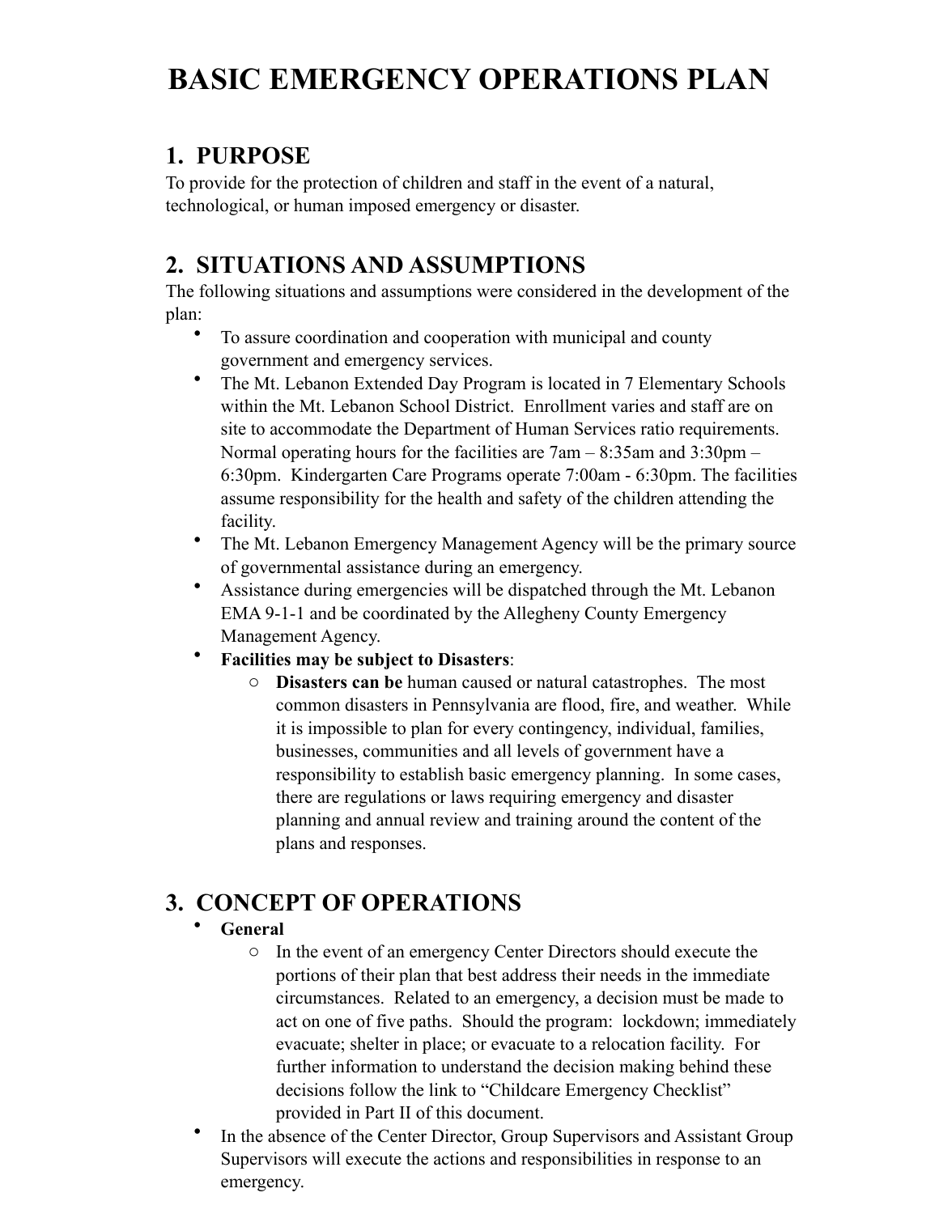# BASIC EMERGENCY OPERATIONS PLAN

## 1. PURPOSE

To provide for the protection of children and staff in the event of a natural, technological, or human imposed emergency or disaster.

## 2. SITUATIONS AND ASSUMPTIONS

The following situations and assumptions were considered in the development of the plan:

- To assure coordination and cooperation with municipal and county government and emergency services.
- The Mt. Lebanon Extended Day Program is located in 7 Elementary Schools within the Mt. Lebanon School District. Enrollment varies and staff are on site to accommodate the Department of Human Services ratio requirements. Normal operating hours for the facilities are 7am – 8:35am and 3:30pm – 6:30pm. Kindergarten Care Programs operate 7:00am - 6:30pm. The facilities assume responsibility for the health and safety of the children attending the facility.
- The Mt. Lebanon Emergency Management Agency will be the primary source of governmental assistance during an emergency.
- Assistance during emergencies will be dispatched through the Mt. Lebanon EMA 9-1-1 and be coordinated by the Allegheny County Emergency Management Agency.
- **Facilities may be subject to Disasters**:
    - **Disasters can be** human caused or natural catastrophes. The most common disasters in Pennsylvania are flood, fire, and weather. While it is impossible to plan for every contingency, individual, families, businesses, communities and all levels of government have a responsibility to establish basic emergency planning. In some cases, there are regulations or laws requiring emergency and disaster planning and annual review and training around the content of the plans and responses.

## 3. CONCEPT OF OPERATIONS

- **General**
    - In the event of an emergency Center Directors should execute the portions of their plan that best address their needs in the immediate circumstances. Related to an emergency, a decision must be made to act on one of five paths. Should the program: lockdown; immediately evacuate; shelter in place; or evacuate to a relocation facility. For further information to understand the decision making behind these decisions follow the link to "Childcare Emergency Checklist" provided in Part II of this document.
- In the absence of the Center Director, Group Supervisors and Assistant Group Supervisors will execute the actions and responsibilities in response to an emergency.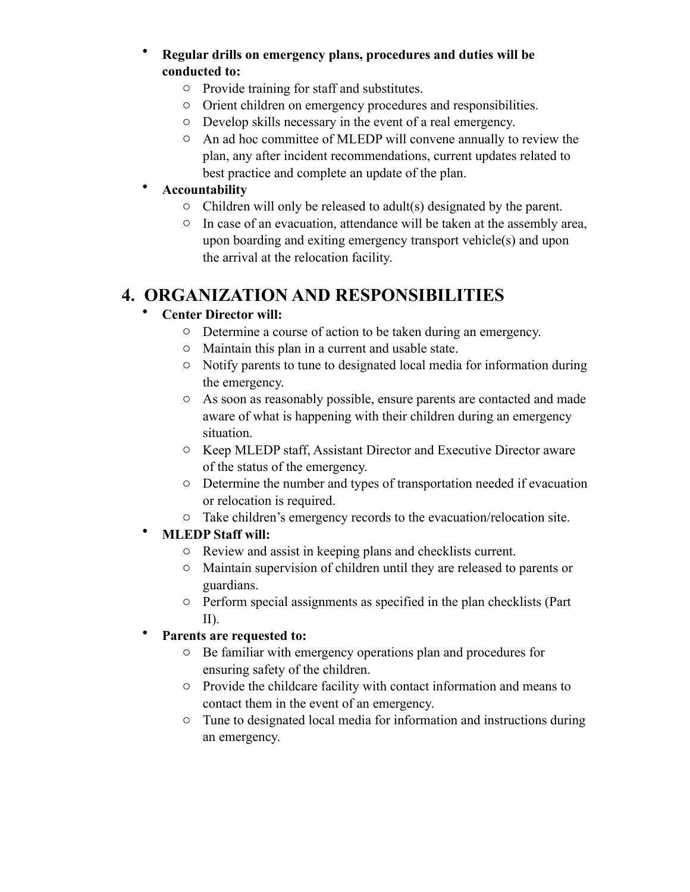- **Regular drills on emergency plans, procedures and duties will be conducted to:**
  - Provide training for staff and substitutes.
  - Orient children on emergency procedures and responsibilities.
  - Develop skills necessary in the event of a real emergency.
  - An ad hoc committee of MLEDP will convene annually to review the plan, any after incident recommendations, current updates related to best practice and complete an update of the plan.
- **Accountability**
  - Children will only be released to adult(s) designated by the parent.
  - In case of an evacuation, attendance will be taken at the assembly area, upon boarding and exiting emergency transport vehicle(s) and upon the arrival at the relocation facility.

# 4. ORGANIZATION AND RESPONSIBILITIES

- **Center Director will:**
  - Determine a course of action to be taken during an emergency.
  - Maintain this plan in a current and usable state.
  - Notify parents to tune to designated local media for information during the emergency.
  - As soon as reasonably possible, ensure parents are contacted and made aware of what is happening with their children during an emergency situation.
  - Keep MLEDP staff, Assistant Director and Executive Director aware of the status of the emergency.
  - Determine the number and types of transportation needed if evacuation or relocation is required.
  - Take children's emergency records to the evacuation/relocation site.
- **MLEDP Staff will:**
  - Review and assist in keeping plans and checklists current.
  - Maintain supervision of children until they are released to parents or guardians.
  - Perform special assignments as specified in the plan checklists (Part II).
- **Parents are requested to:**
  - Be familiar with emergency operations plan and procedures for ensuring safety of the children.
  - Provide the childcare facility with contact information and means to contact them in the event of an emergency.
  - Tune to designated local media for information and instructions during an emergency.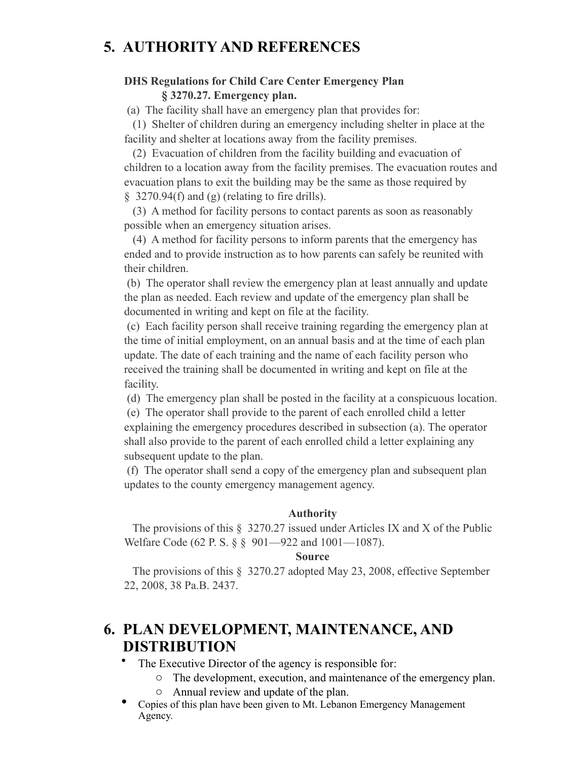# 5. AUTHORITY AND REFERENCES

**DHS Regulations for Child Care Center Emergency Plan**

**§ 3270.27. Emergency plan.**

(a) The facility shall have an emergency plan that provides for:

(1) Shelter of children during an emergency including shelter in place at the facility and shelter at locations away from the facility premises.

(2) Evacuation of children from the facility building and evacuation of children to a location away from the facility premises. The evacuation routes and evacuation plans to exit the building may be the same as those required by § 3270.94(f) and (g) (relating to fire drills).

(3) A method for facility persons to contact parents as soon as reasonably possible when an emergency situation arises.

(4) A method for facility persons to inform parents that the emergency has ended and to provide instruction as to how parents can safely be reunited with their children.

(b) The operator shall review the emergency plan at least annually and update the plan as needed. Each review and update of the emergency plan shall be documented in writing and kept on file at the facility.

(c) Each facility person shall receive training regarding the emergency plan at the time of initial employment, on an annual basis and at the time of each plan update. The date of each training and the name of each facility person who received the training shall be documented in writing and kept on file at the facility.

(d) The emergency plan shall be posted in the facility at a conspicuous location.

(e) The operator shall provide to the parent of each enrolled child a letter explaining the emergency procedures described in subsection (a). The operator shall also provide to the parent of each enrolled child a letter explaining any subsequent update to the plan.

(f) The operator shall send a copy of the emergency plan and subsequent plan updates to the county emergency management agency.

**Authority**

The provisions of this § 3270.27 issued under Articles IX and X of the Public Welfare Code (62 P. S. § § 901—922 and 1001—1087).

**Source**

The provisions of this § 3270.27 adopted May 23, 2008, effective September 22, 2008, 38 Pa.B. 2437.

# 6. PLAN DEVELOPMENT, MAINTENANCE, AND DISTRIBUTION

- The Executive Director of the agency is responsible for:
  - The development, execution, and maintenance of the emergency plan.
  - Annual review and update of the plan.
- Copies of this plan have been given to Mt. Lebanon Emergency Management Agency.